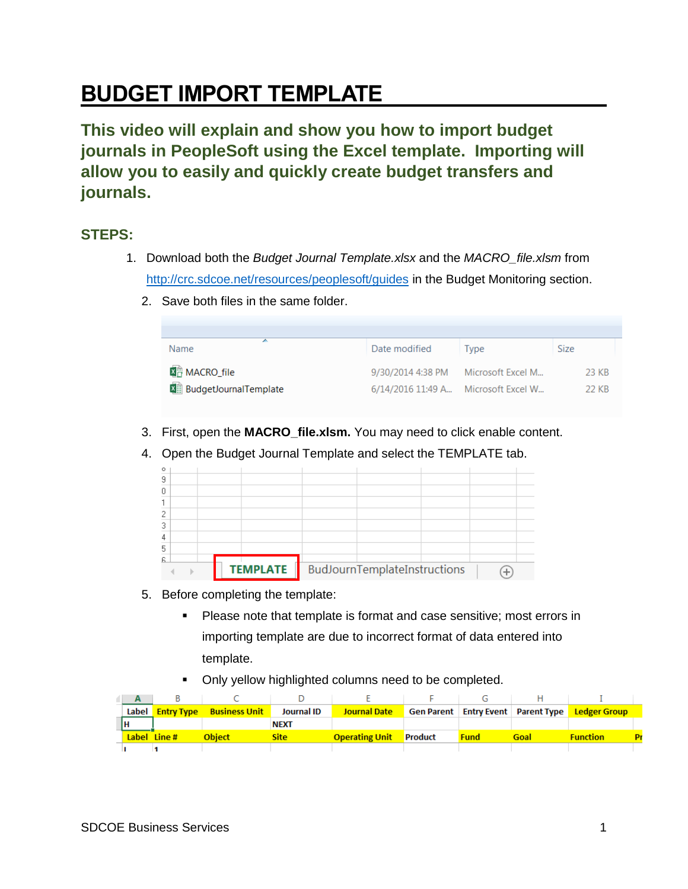# BUDGET IMPORT TEMPLATE

## This video will explain and show you how to import budget journals in PeopleSoft using the Excel template. Importing will allow you to easily and quickly create budget transfers and journals.

### STEPS:

1. Download both the *Budget Journal Template.xlsx* and the *MACRO_file.xlsm* from http://crc.sdcoe.net/resources/peoplesoft/guides in the Budget Monitoring section.
2. Save both files in the same folder.

| Name | Date modified | Type | Size |
|---|---|---|---|
| MACRO_file | 9/30/2014 4:38 PM | Microsoft Excel M... | 23 KB |
| BudgetJournalTemplate | 6/14/2016 11:49 A... | Microsoft Excel W... | 22 KB |

3. First, open the **MACRO_file.xlsm.** You may need to click enable content.
4. Open the Budget Journal Template and select the TEMPLATE tab.

   TEMPLATE | BudJournTemplateInstructions

5. Before completing the template:
   - Please note that template is format and case sensitive; most errors in importing template are due to incorrect format of data entered into template.
   - Only yellow highlighted columns need to be completed.

| A | B | C | D | E | F | G | H | I | |
|---|---|---|---|---|---|---|---|---|---|
| Label | Entry Type | Business Unit | Journal ID | Journal Date | Gen Parent | Entry Event | Parent Type | Ledger Group | |
| H | | | NEXT | | | | | | |
| Label | Line # | Object | Site | Operating Unit | Product | Fund | Goal | Function | Pr |
| I | 1 | | | | | | | | |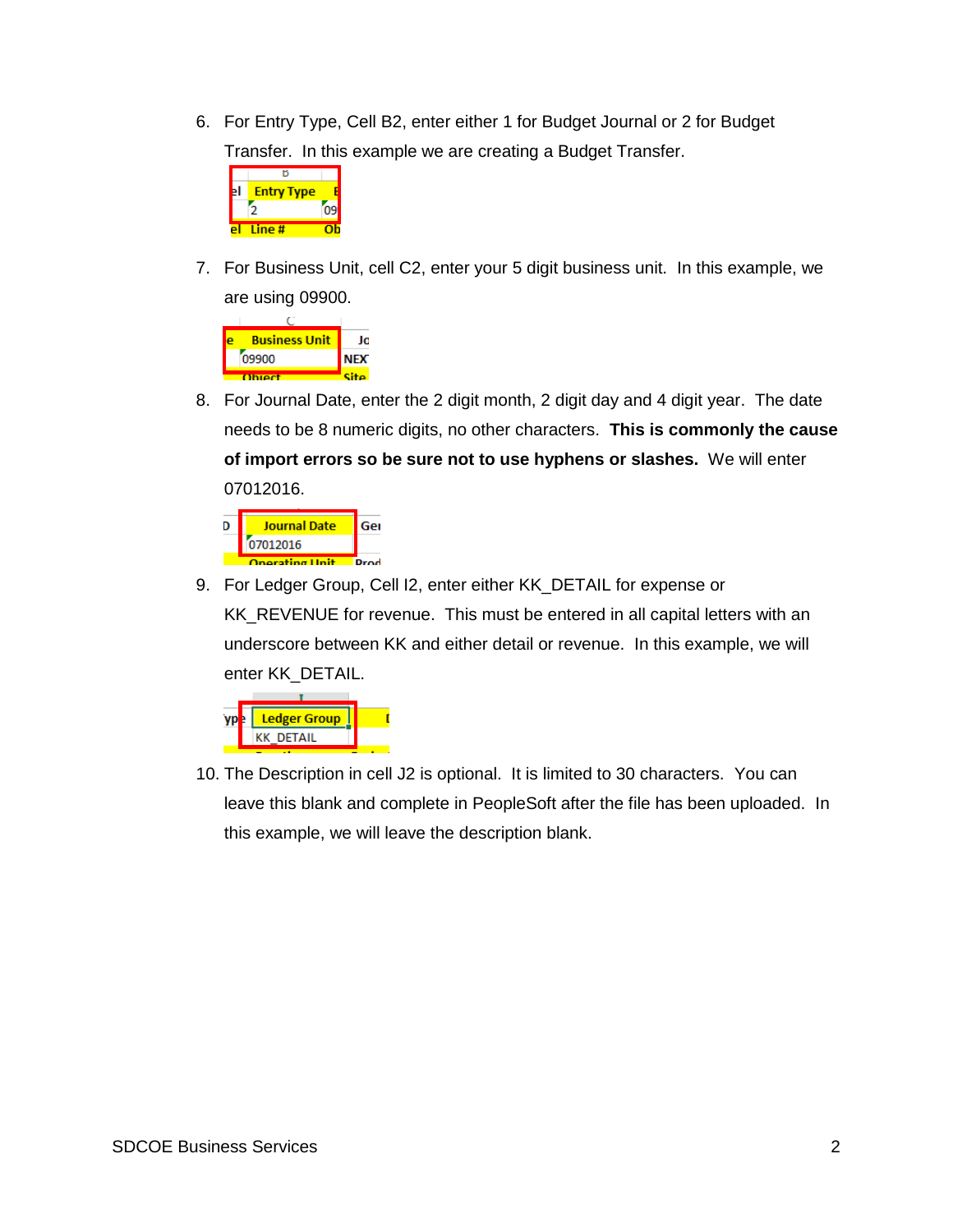6. For Entry Type, Cell B2, enter either 1 for Budget Journal or 2 for Budget Transfer. In this example we are creating a Budget Transfer.

7. For Business Unit, cell C2, enter your 5 digit business unit. In this example, we are using 09900.

8. For Journal Date, enter the 2 digit month, 2 digit day and 4 digit year. The date needs to be 8 numeric digits, no other characters. **This is commonly the cause of import errors so be sure not to use hyphens or slashes.** We will enter 07012016.

9. For Ledger Group, Cell I2, enter either KK_DETAIL for expense or KK_REVENUE for revenue. This must be entered in all capital letters with an underscore between KK and either detail or revenue. In this example, we will enter KK_DETAIL.

10. The Description in cell J2 is optional. It is limited to 30 characters. You can leave this blank and complete in PeopleSoft after the file has been uploaded. In this example, we will leave the description blank.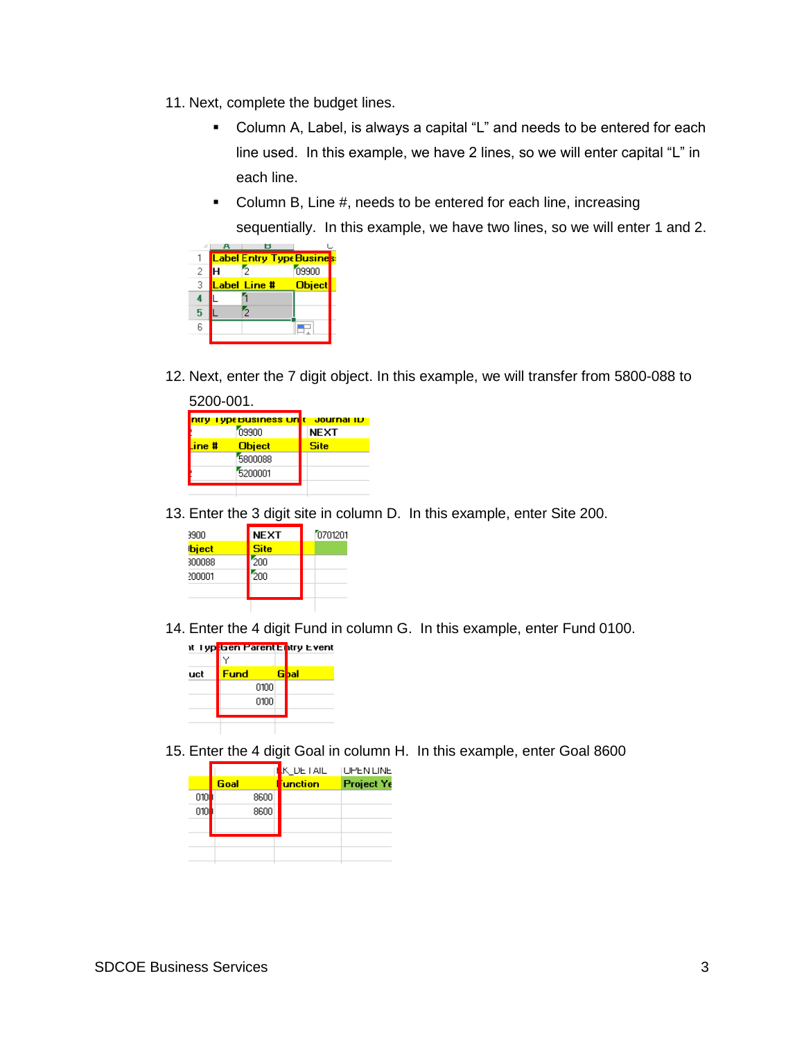11. Next, complete the budget lines.
    - Column A, Label, is always a capital "L" and needs to be entered for each line used. In this example, we have 2 lines, so we will enter capital "L" in each line.
    - Column B, Line #, needs to be entered for each line, increasing sequentially. In this example, we have two lines, so we will enter 1 and 2.

| | A | B | C |
|---|---|---|---|
| 1 | Label | Entry Type | Business |
| 2 | H | 2 | 09900 |
| 3 | Label | Line # | Object |
| 4 | L | 1 | |
| 5 | L | 2 | |
| 6 | | | |

12. Next, enter the 7 digit object. In this example, we will transfer from 5800-088 to 5200-001.

| ntry Type | Business Unit | Journal ID |
|---|---|---|
| 2 | 09900 | NEXT |
| Line # | Object | Site |
| 1 | 5800088 | |
| 2 | 5200001 | |

13. Enter the 3 digit site in column D. In this example, enter Site 200.

| | | |
|---|---|---|
| 09900 | NEXT | 0701201 |
| Object | Site | |
| 5800088 | 200 | |
| 5200001 | 200 | |

14. Enter the 4 digit Fund in column G. In this example, enter Fund 0100.

| nt Typ | Gen Parent | Entry Event |
|---|---|---|
| | Y | |
| uct | Fund | Goal |
| | 0100 | |
| | 0100 | |

15. Enter the 4 digit Goal in column H. In this example, enter Goal 8600

| | | K_DETAIL | OPEN LINE |
|---|---|---|---|
| | Goal | Function | Project Ye |
| 0100 | 8600 | | |
| 0100 | 8600 | | |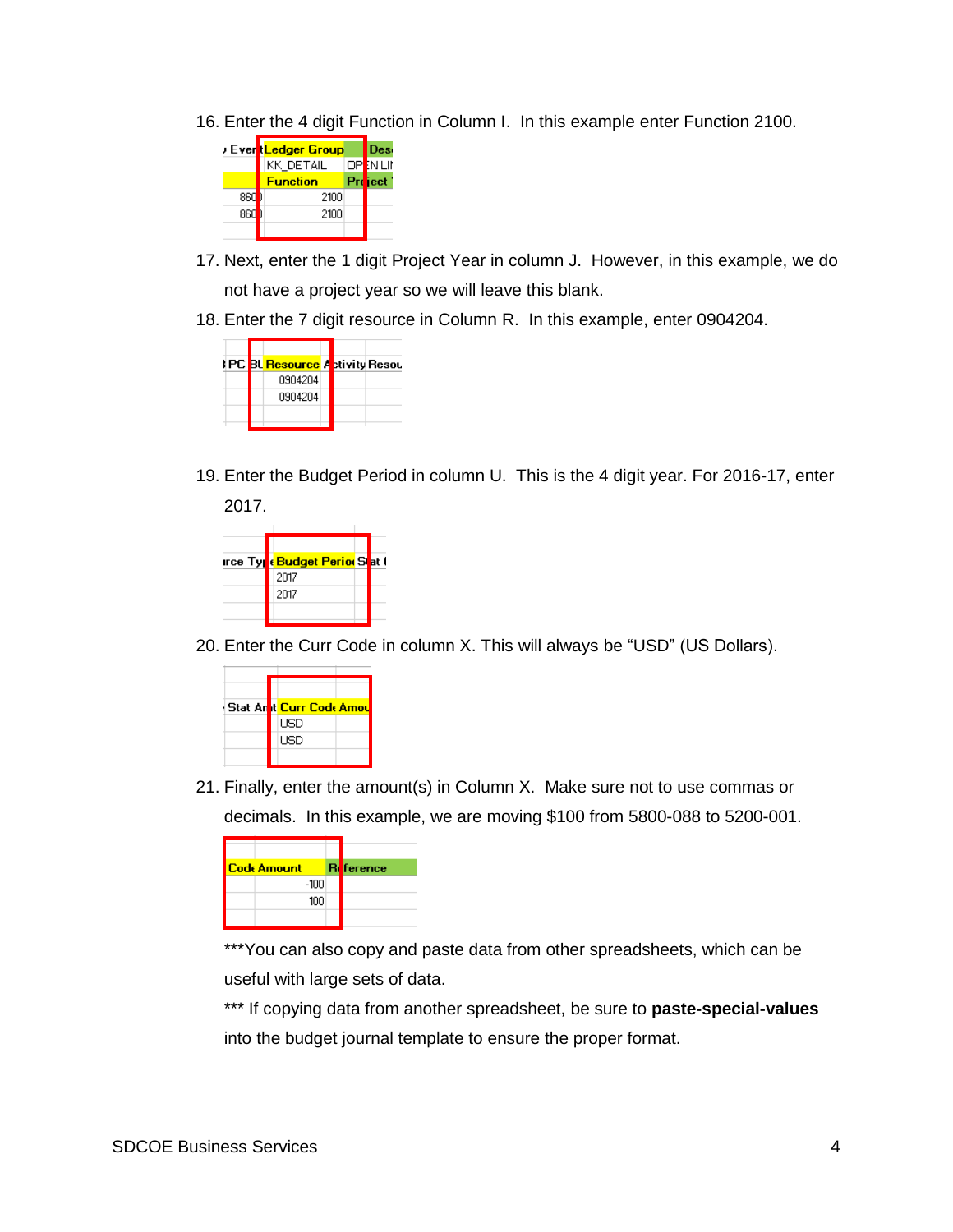16. Enter the 4 digit Function in Column I. In this example enter Function 2100.

| Event | Ledger Group | Desc |
|---|---|---|
| | KK_DETAIL | OPEN LIN |
| | Function | Project Y |
| 8600 | 2100 | |
| 8600 | 2100 | |

17. Next, enter the 1 digit Project Year in column J. However, in this example, we do not have a project year so we will leave this blank.

18. Enter the 7 digit resource in Column R. In this example, enter 0904204.

| PC | BU | Resource | Activity | Resou |
|---|---|---|---|---|
| | | 0904204 | | |
| | | 0904204 | | |

19. Enter the Budget Period in column U. This is the 4 digit year. For 2016-17, enter 2017.

| rce Type | Budget Period | Stat |
|---|---|---|
| | 2017 | |
| | 2017 | |

20. Enter the Curr Code in column X. This will always be “USD” (US Dollars).

| Stat Amt | Curr Code | Amou |
|---|---|---|
| | USD | |
| | USD | |

21. Finally, enter the amount(s) in Column X. Make sure not to use commas or decimals. In this example, we are moving $100 from 5800-088 to 5200-001.

| Code | Amount | Reference |
|---|---|---|
| | -100 | |
| | 100 | |

***You can also copy and paste data from other spreadsheets, which can be useful with large sets of data.

*** If copying data from another spreadsheet, be sure to **paste-special-values** into the budget journal template to ensure the proper format.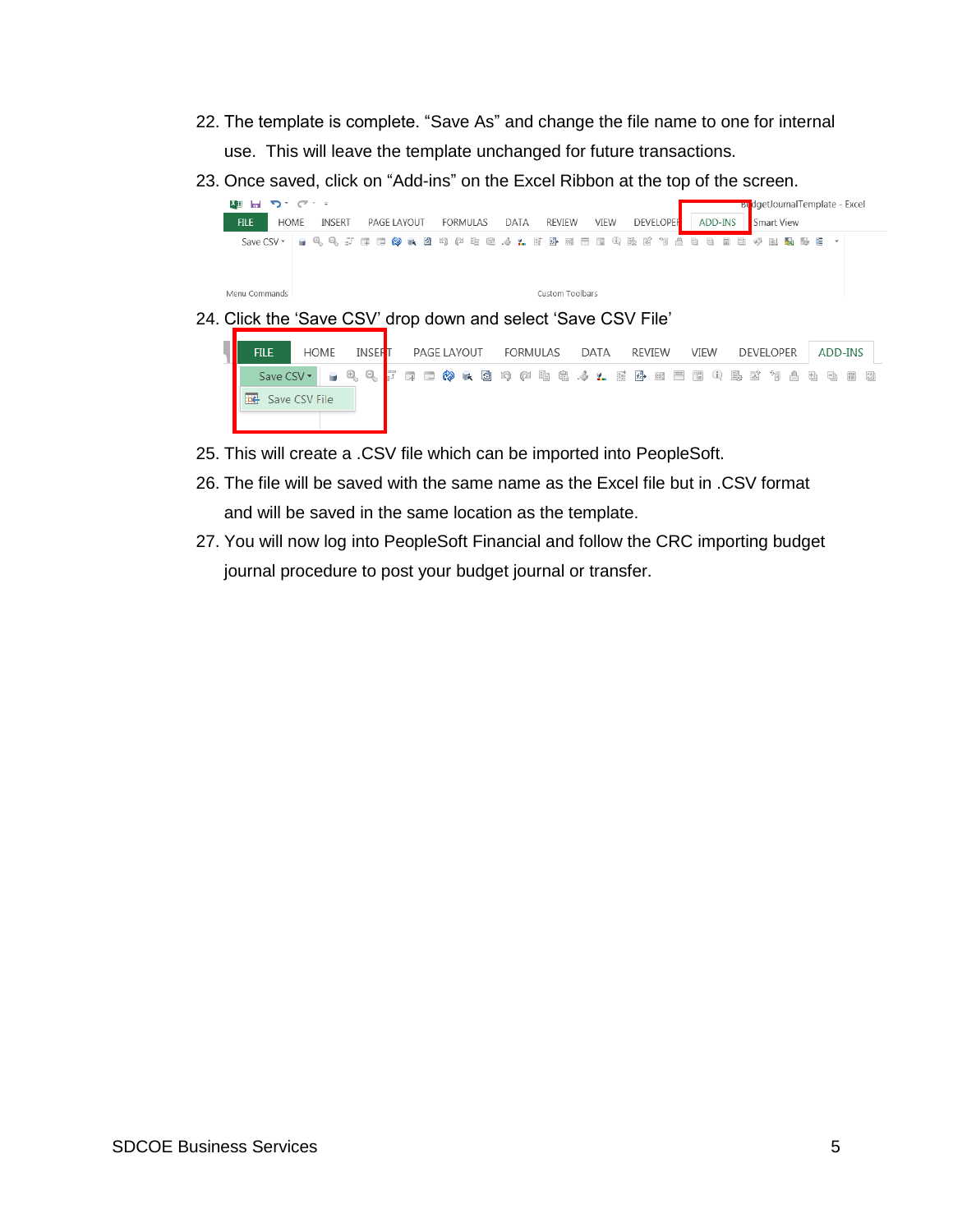22. The template is complete. “Save As” and change the file name to one for internal use. This will leave the template unchanged for future transactions.
23. Once saved, click on “Add-ins” on the Excel Ribbon at the top of the screen.
24. Click the ‘Save CSV’ drop down and select ‘Save CSV File’
25. This will create a .CSV file which can be imported into PeopleSoft.
26. The file will be saved with the same name as the Excel file but in .CSV format and will be saved in the same location as the template.
27. You will now log into PeopleSoft Financial and follow the CRC importing budget journal procedure to post your budget journal or transfer.